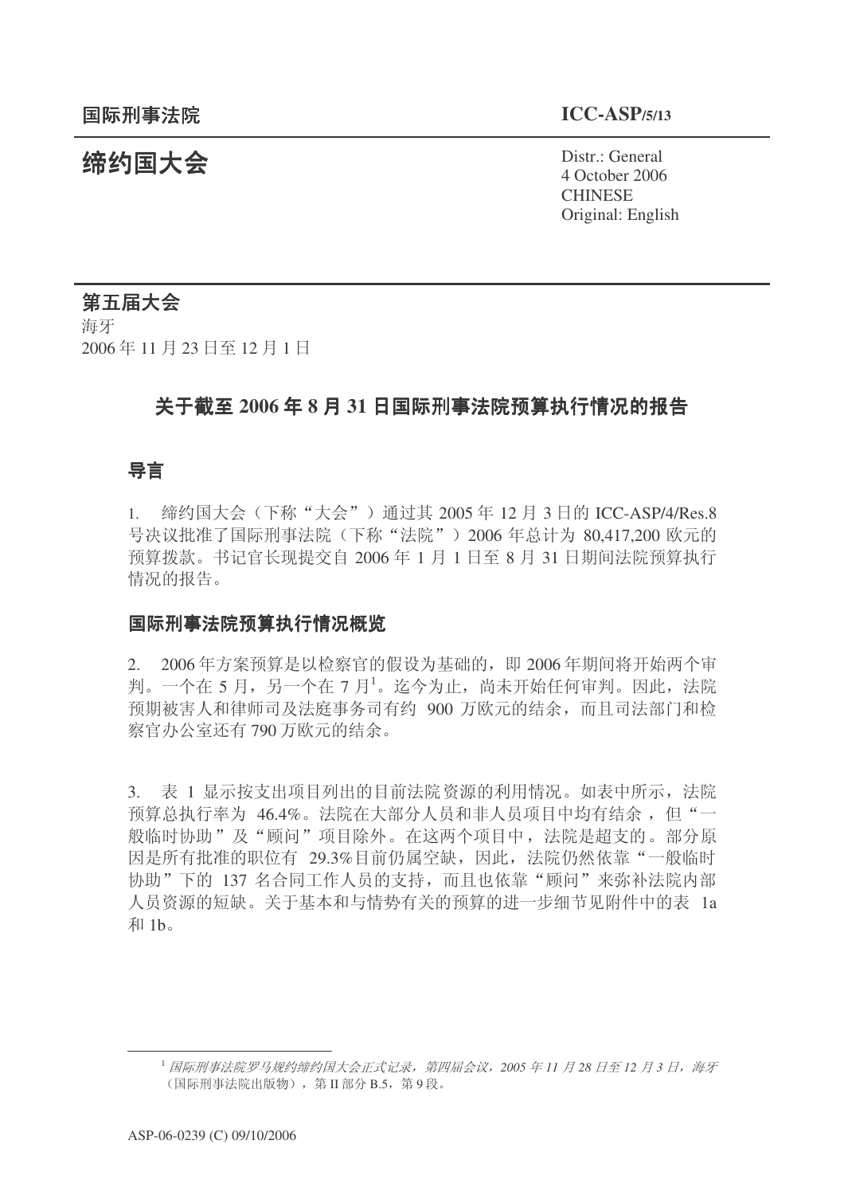国际刑事法院 **ICC-ASP/5/13**

# 缔约国大会

Distr.: General
4 October 2006
CHINESE
Original: English

**第五届大会**
海牙
2006 年 11 月 23 日至 12 月 1 日

## 关于截至 2006 年 8 月 31 日国际刑事法院预算执行情况的报告

### 导言

1. 缔约国大会（下称“大会”）通过其 2005 年 12 月 3 日的 ICC-ASP/4/Res.8 号决议批准了国际刑事法院（下称“法院”）2006 年总计为 80,417,200 欧元的预算拨款。书记官长现提交自 2006 年 1 月 1 日至 8 月 31 日期间法院预算执行情况的报告。

### 国际刑事法院预算执行情况概览

2. 2006 年方案预算是以检察官的假设为基础的，即 2006 年期间将开始两个审判。一个在 5 月，另一个在 7 月[1]。迄今为止，尚未开始任何审判。因此，法院预期被害人和律师司及法庭事务司有约 900 万欧元的结余，而且司法部门和检察官办公室还有 790 万欧元的结余。

3. 表 1 显示按支出项目列出的目前法院资源的利用情况。如表中所示，法院预算总执行率为 46.4%。法院在大部分人员和非人员项目中均有结余，但“一般临时协助”及“顾问”项目除外。在这两个项目中，法院是超支的。部分原因是所有批准的职位有 29.3%目前仍属空缺，因此，法院仍然依靠“一般临时协助”下的 137 名合同工作人员的支持，而且也依靠“顾问”来弥补法院内部人员资源的短缺。关于基本和与情势有关的预算的进一步细节见附件中的表 1a 和 1b。

---

[1] *国际刑事法院罗马规约缔约国大会正式记录，第四届会议，2005 年 11 月 28 日至 12 月 3 日，海牙*（国际刑事法院出版物），第 II 部分 B.5，第 9 段。

ASP-06-0239 (C) 09/10/2006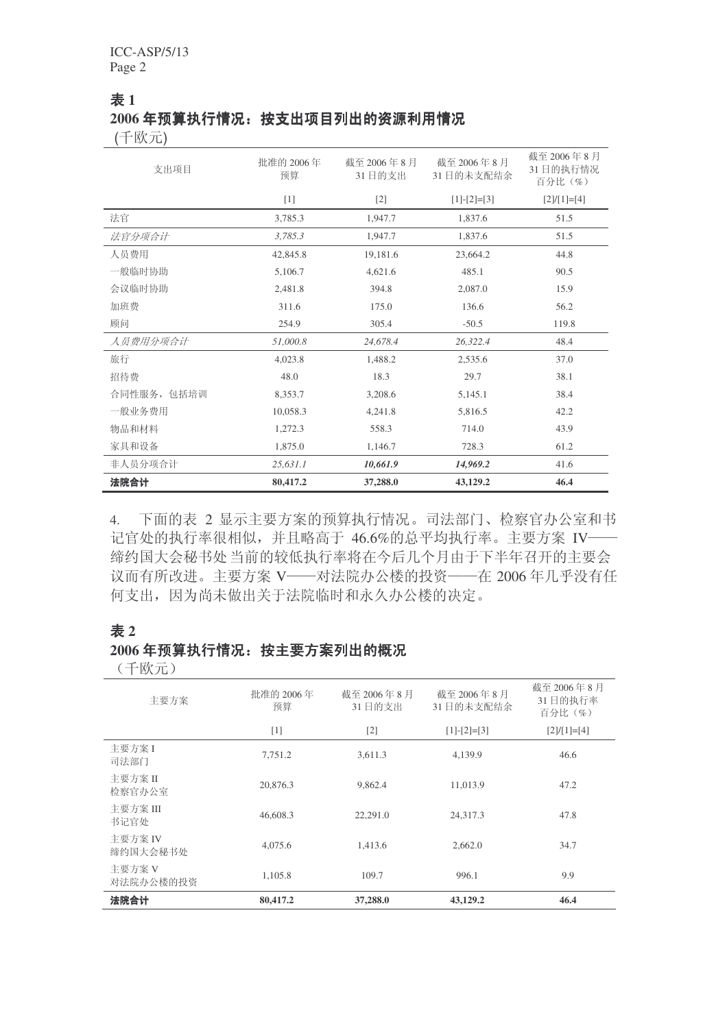**表 1**

**2006 年预算执行情况：按支出项目列出的资源利用情况**

(千欧元)

| 支出项目 | 批准的 2006 年预算 | 截至 2006 年 8 月 31 日的支出 | 截至 2006 年 8 月 31 日的未支配结余 | 截至 2006 年 8 月 31 日的执行情况百分比（%） |
|---|---|---|---|---|
| | [1] | [2] | [1]-[2]=[3] | [2]/[1]=[4] |
| 法官 | 3,785.3 | 1,947.7 | 1,837.6 | 51.5 |
| *法官分项合计* | *3,785.3* | 1,947.7 | 1,837.6 | 51.5 |
| 人员费用 | 42,845.8 | 19,181.6 | 23,664.2 | 44.8 |
| 一般临时协助 | 5,106.7 | 4,621.6 | 485.1 | 90.5 |
| 会议临时协助 | 2,481.8 | 394.8 | 2,087.0 | 15.9 |
| 加班费 | 311.6 | 175.0 | 136.6 | 56.2 |
| 顾问 | 254.9 | 305.4 | -50.5 | 119.8 |
| *人员费用分项合计* | *51,000.8* | *24,678.4* | *26,322.4* | 48.4 |
| 旅行 | 4,023.8 | 1,488.2 | 2,535.6 | 37.0 |
| 招待费 | 48.0 | 18.3 | 29.7 | 38.1 |
| 合同性服务，包括培训 | 8,353.7 | 3,208.6 | 5,145.1 | 38.4 |
| 一般业务费用 | 10,058.3 | 4,241.8 | 5,816.5 | 42.2 |
| 物品和材料 | 1,272.3 | 558.3 | 714.0 | 43.9 |
| 家具和设备 | 1,875.0 | 1,146.7 | 728.3 | 61.2 |
| 非人员分项合计 | *25,631.1* | ***10,661.9*** | ***14,969.2*** | 41.6 |
| **法院合计** | **80,417.2** | **37,288.0** | **43,129.2** | **46.4** |

4. 下面的表 2 显示主要方案的预算执行情况。司法部门、检察官办公室和书记官处的执行率很相似，并且略高于 46.6%的总平均执行率。主要方案 IV——缔约国大会秘书处当前的较低执行率将在今后几个月由于下半年召开的主要会议而有所改进。主要方案 V——对法院办公楼的投资——在 2006 年几乎没有任何支出，因为尚未做出关于法院临时和永久办公楼的决定。

**表 2**

**2006 年预算执行情况：按主要方案列出的概况**

（千欧元）

| 主要方案 | 批准的 2006 年预算 | 截至 2006 年 8 月 31 日的支出 | 截至 2006 年 8 月 31 日的未支配结余 | 截至 2006 年 8 月 31 日的执行率百分比（%） |
|---|---|---|---|---|
| | [1] | [2] | [1]-[2]=[3] | [2]/[1]=[4] |
| 主要方案 I 司法部门 | 7,751.2 | 3,611.3 | 4,139.9 | 46.6 |
| 主要方案 II 检察官办公室 | 20,876.3 | 9,862.4 | 11,013.9 | 47.2 |
| 主要方案 III 书记官处 | 46,608.3 | 22,291.0 | 24,317.3 | 47.8 |
| 主要方案 IV 缔约国大会秘书处 | 4,075.6 | 1,413.6 | 2,662.0 | 34.7 |
| 主要方案 V 对法院办公楼的投资 | 1,105.8 | 109.7 | 996.1 | 9.9 |
| **法院合计** | **80,417.2** | **37,288.0** | **43,129.2** | **46.4** |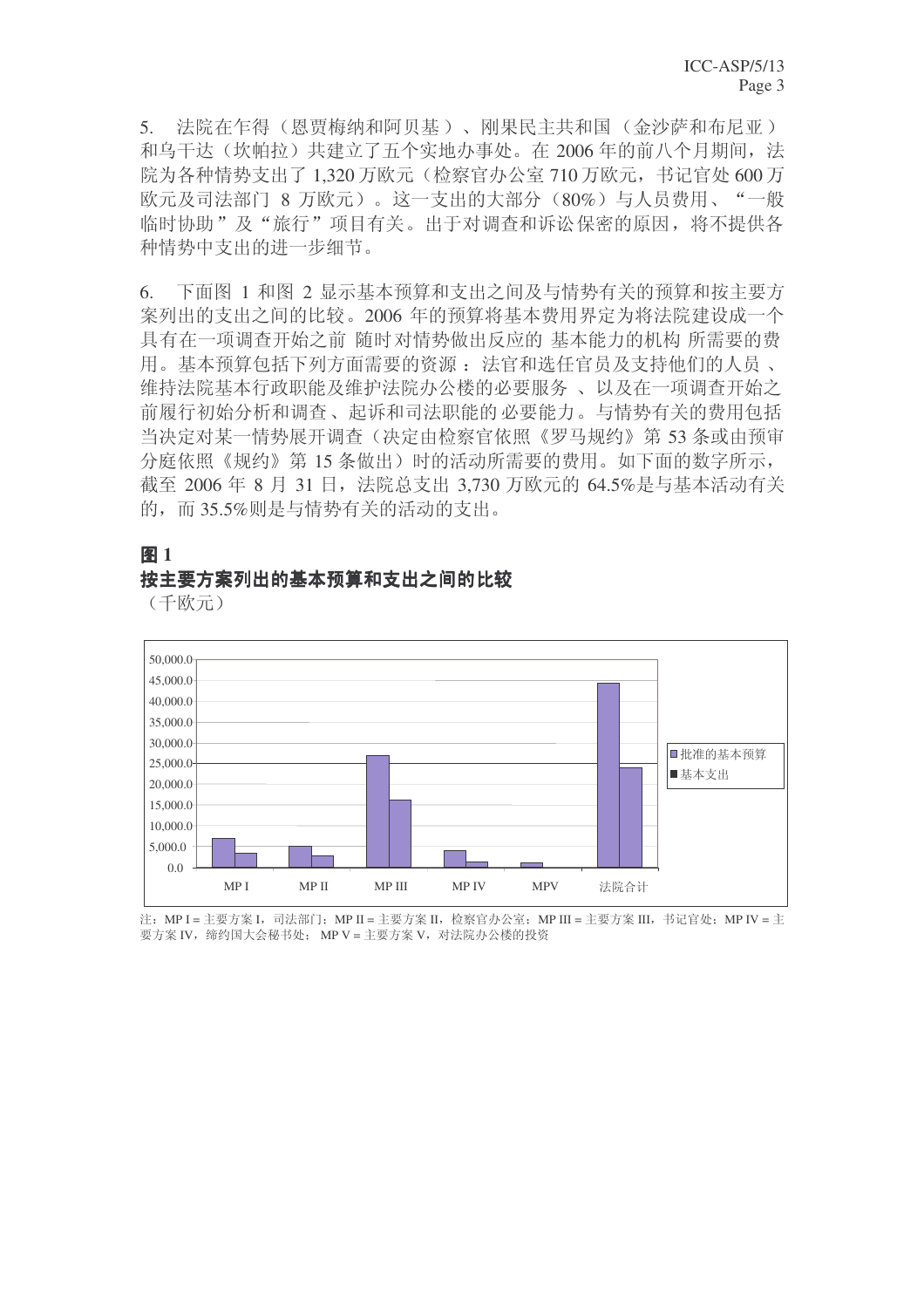5. 法院在乍得（恩贾梅纳和阿贝基）、刚果民主共和国（金沙萨和布尼亚）和乌干达（坎帕拉）共建立了五个实地办事处。在 2006 年的前八个月期间，法院为各种情势支出了 1,320 万欧元（检察官办公室 710 万欧元，书记官处 600 万欧元及司法部门 8 万欧元）。这一支出的大部分（80%）与人员费用、“一般临时协助”及“旅行”项目有关。出于对调查和诉讼保密的原因，将不提供各种情势中支出的进一步细节。

6. 下面图 1 和图 2 显示基本预算和支出之间及与情势有关的预算和按主要方案列出的支出之间的比较。2006 年的预算将基本费用界定为将法院建设成一个具有在一项调查开始之前随时对情势做出反应的基本能力的机构所需要的费用。基本预算包括下列方面需要的资源：法官和选任官员及支持他们的人员、维持法院基本行政职能及维护法院办公楼的必要服务、以及在一项调查开始之前履行初始分析和调查、起诉和司法职能的必要能力。与情势有关的费用包括当决定对某一情势展开调查（决定由检察官依照《罗马规约》第 53 条或由预审分庭依照《规约》第 15 条做出）时的活动所需要的费用。如下面的数字所示，截至 2006 年 8 月 31 日，法院总支出 3,730 万欧元的 64.5%是与基本活动有关的，而 35.5%则是与情势有关的活动的支出。

**图 1**

**按主要方案列出的基本预算和支出之间的比较**

（千欧元）

注：MP I = 主要方案 I，司法部门；MP II = 主要方案 II，检察官办公室；MP III = 主要方案 III，书记官处；MP IV = 主要方案 IV，缔约国大会秘书处； MP V = 主要方案 V，对法院办公楼的投资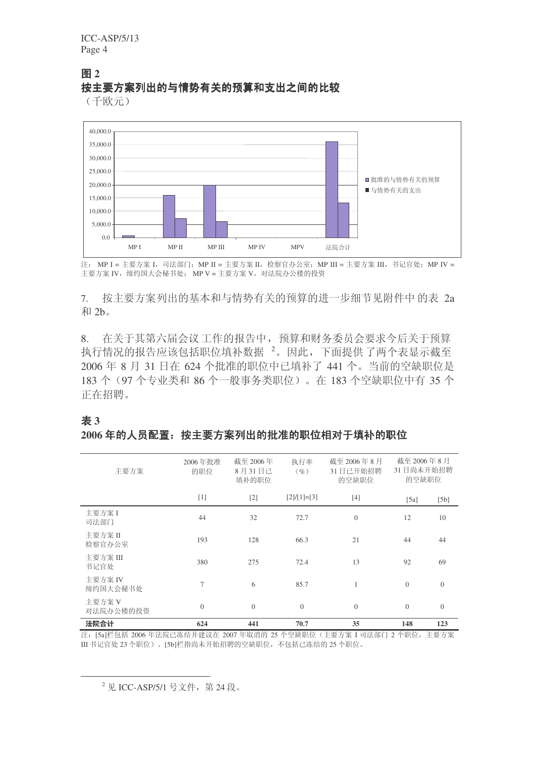**图 2**

**按主要方案列出的与情势有关的预算和支出之间的比较**

（千欧元）

注： MP I = 主要方案 I，司法部门；MP II = 主要方案 II，检察官办公室；MP III = 主要方案 III，书记官处；MP IV = 主要方案 IV，缔约国大会秘书处； MP V = 主要方案 V，对法院办公楼的投资

7. 按主要方案列出的基本和与情势有关的预算的进一步细节见附件中 的表 2a 和 2b。

8. 在关于其第六届会议 工作的报告中，预算和财务委员会要求今后关于预算执行情况的报告应该包括职位填补数据 [2]。因此，下面提供了两个表显示截至 2006 年 8 月 31 日在 624 个批准的职位中已填补了 441 个。当前的空缺职位是 183 个（97 个专业类和 86 个一般事务类职位）。在 183 个空缺职位中有 35 个正在招聘。

**表 3**

**2006 年的人员配置：按主要方案列出的批准的职位相对于填补的职位**

| 主要方案 | 2006 年批准的职位 | 截至 2006 年 8 月 31 日已填补的职位 | 执行率（%） | 截至 2006 年 8 月 31 日已开始招聘的空缺职位 | 截至 2006 年 8 月 31 日尚未开始招聘的空缺职位 | |
|---|---|---|---|---|---|---|
| | [1] | [2] | [2]/[1]=[3] | [4] | [5a] | [5b] |
| 主要方案 I 司法部门 | 44 | 32 | 72.7 | 0 | 12 | 10 |
| 主要方案 II 检察官办公室 | 193 | 128 | 66.3 | 21 | 44 | 44 |
| 主要方案 III 书记官处 | 380 | 275 | 72.4 | 13 | 92 | 69 |
| 主要方案 IV 缔约国大会秘书处 | 7 | 6 | 85.7 | 1 | 0 | 0 |
| 主要方案 V 对法院办公楼的投资 | 0 | 0 | 0 | 0 | 0 | 0 |
| **法院合计** | **624** | **441** | **70.7** | **35** | **148** | **123** |

注：[5a]栏包括 2006 年法院已冻结并建议在 2007 年取消的 25 个空缺职位（主要方案 I 司法部门 2 个职位，主要方案 III 书记官处 23 个职位）。[5b]栏指尚未开始招聘的空缺职位，不包括已冻结的 25 个职位。

---

[2] 见 ICC-ASP/5/1 号文件，第 24 段。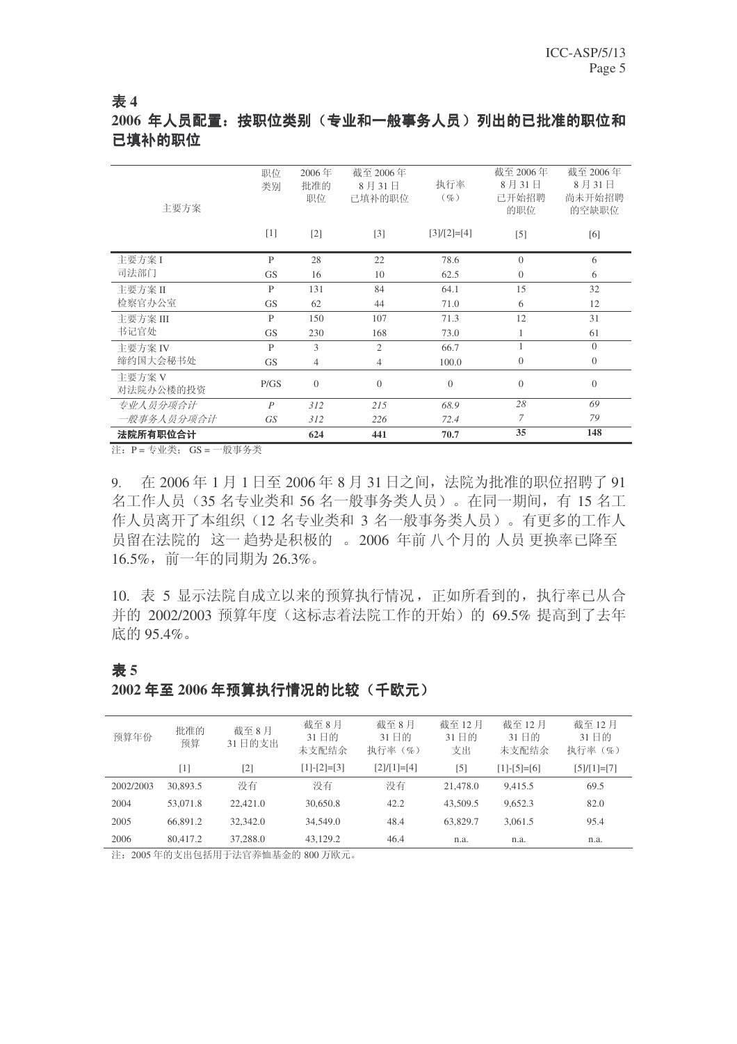**表 4**

**2006 年人员配置：按职位类别（专业和一般事务人员）列出的已批准的职位和已填补的职位**

| 主要方案 | 职位类别 | 2006 年批准的职位 | 截至 2006 年 8 月 31 日已填补的职位 | 执行率（%） | 截至 2006 年 8 月 31 日已开始招聘的职位 | 截至 2006 年 8 月 31 日尚未开始招聘的空缺职位 |
|---|---|---|---|---|---|---|
| | [1] | [2] | [3] | [3]/[2]=[4] | [5] | [6] |
| 主要方案 I 司法部门 | P | 28 | 22 | 78.6 | 0 | 6 |
| | GS | 16 | 10 | 62.5 | 0 | 6 |
| 主要方案 II 检察官办公室 | P | 131 | 84 | 64.1 | 15 | 32 |
| | GS | 62 | 44 | 71.0 | 6 | 12 |
| 主要方案 III 书记官处 | P | 150 | 107 | 71.3 | 12 | 31 |
| | GS | 230 | 168 | 73.0 | 1 | 61 |
| 主要方案 IV 缔约国大会秘书处 | P | 3 | 2 | 66.7 | 1 | 0 |
| | GS | 4 | 4 | 100.0 | 0 | 0 |
| 主要方案 V 对法院办公楼的投资 | P/GS | 0 | 0 | 0 | 0 | 0 |
| *专业人员分项合计* | *P* | *312* | *215* | *68.9* | *28* | *69* |
| *一般事务人员分项合计* | *GS* | *312* | *226* | *72.4* | *7* | *79* |
| **法院所有职位合计** | | **624** | **441** | **70.7** | **35** | **148** |

注：P = 专业类；GS = 一般事务类

9. 在 2006 年 1 月 1 日至 2006 年 8 月 31 日之间，法院为批准的职位招聘了 91 名工作人员（35 名专业类和 56 名一般事务类人员）。在同一期间，有 15 名工作人员离开了本组织（12 名专业类和 3 名一般事务类人员）。有更多的工作人员留在法院的 这一趋势是积极的 。2006 年前 八个月的 人员 更换率已降至 16.5%，前一年的同期为 26.3%。

10. 表 5 显示法院自成立以来的预算执行情况，正如所看到的，执行率已从合并的 2002/2003 预算年度（这标志着法院工作的开始）的 69.5% 提高到了去年底的 95.4%。

**表 5**

**2002 年至 2006 年预算执行情况的比较（千欧元）**

| 预算年份 | 批准的预算 | 截至 8 月 31 日的支出 | 截至 8 月 31 日的未支配结余 | 截至 8 月 31 日的执行率（%） | 截至 12 月 31 日的支出 | 截至 12 月 31 日的未支配结余 | 截至 12 月 31 日的执行率（%） |
|---|---|---|---|---|---|---|---|
| | [1] | [2] | [1]-[2]=[3] | [2]/[1]=[4] | [5] | [1]-[5]=[6] | [5]/[1]=[7] |
| 2002/2003 | 30,893.5 | 没有 | 没有 | 没有 | 21,478.0 | 9,415.5 | 69.5 |
| 2004 | 53,071.8 | 22,421.0 | 30,650.8 | 42.2 | 43,509.5 | 9,652.3 | 82.0 |
| 2005 | 66,891.2 | 32,342.0 | 34,549.0 | 48.4 | 63,829.7 | 3,061.5 | 95.4 |
| 2006 | 80,417.2 | 37,288.0 | 43,129.2 | 46.4 | n.a. | n.a. | n.a. |

注：2005 年的支出包括用于法官养恤基金的 800 万欧元。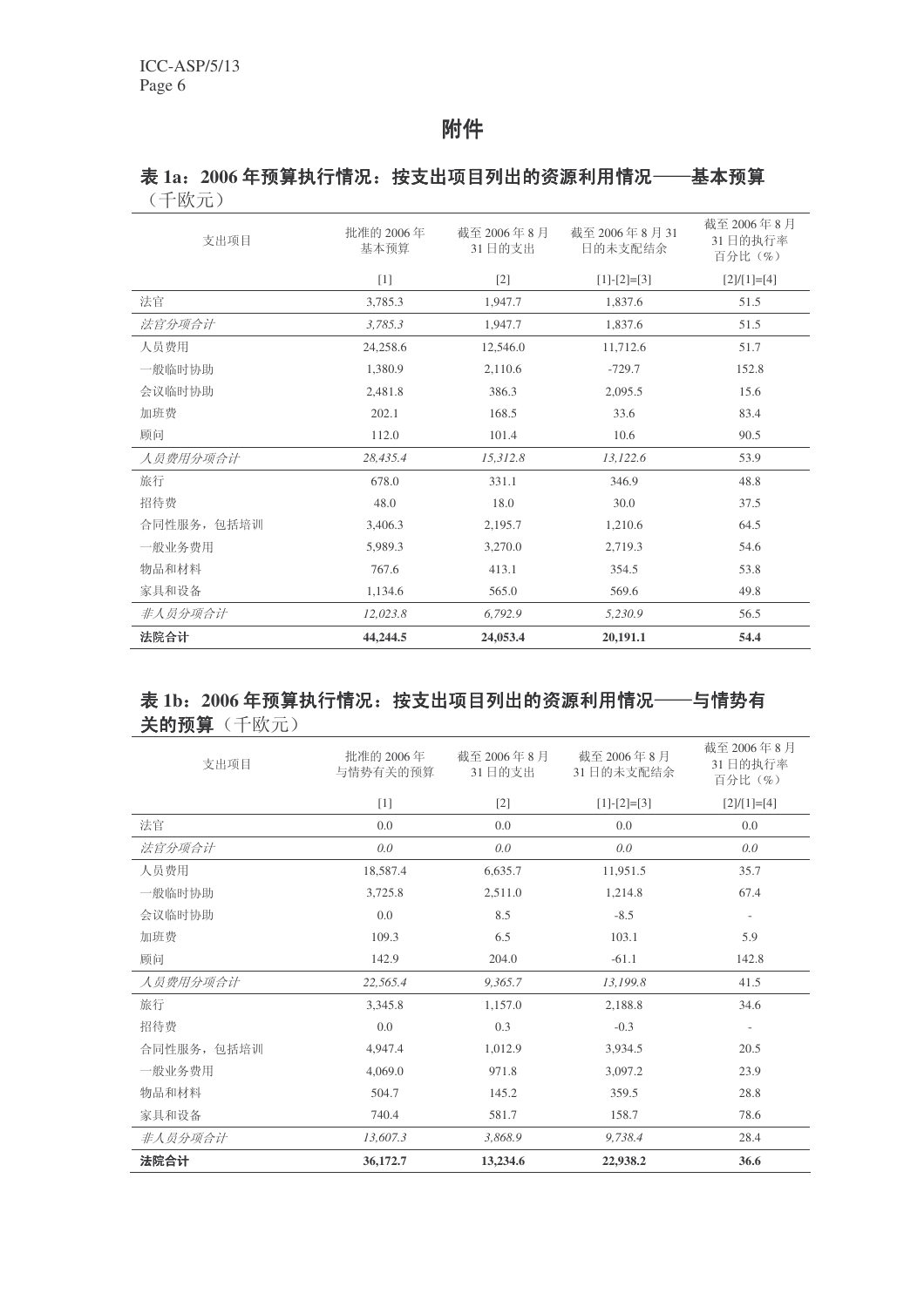# 附件

## 表 1a：2006 年预算执行情况：按支出项目列出的资源利用情况——基本预算（千欧元）

| 支出项目 | 批准的 2006 年基本预算 | 截至 2006 年 8 月 31 日的支出 | 截至 2006 年 8 月 31 日的未支配结余 | 截至 2006 年 8 月 31 日的执行率百分比（%） |
|---|---|---|---|---|
| | [1] | [2] | [1]-[2]=[3] | [2]/[1]=[4] |
| 法官 | 3,785.3 | 1,947.7 | 1,837.6 | 51.5 |
| *法官分项合计* | *3,785.3* | 1,947.7 | 1,837.6 | 51.5 |
| 人员费用 | 24,258.6 | 12,546.0 | 11,712.6 | 51.7 |
| 一般临时协助 | 1,380.9 | 2,110.6 | -729.7 | 152.8 |
| 会议临时协助 | 2,481.8 | 386.3 | 2,095.5 | 15.6 |
| 加班费 | 202.1 | 168.5 | 33.6 | 83.4 |
| 顾问 | 112.0 | 101.4 | 10.6 | 90.5 |
| *人员费用分项合计* | *28,435.4* | *15,312.8* | *13,122.6* | 53.9 |
| 旅行 | 678.0 | 331.1 | 346.9 | 48.8 |
| 招待费 | 48.0 | 18.0 | 30.0 | 37.5 |
| 合同性服务，包括培训 | 3,406.3 | 2,195.7 | 1,210.6 | 64.5 |
| 一般业务费用 | 5,989.3 | 3,270.0 | 2,719.3 | 54.6 |
| 物品和材料 | 767.6 | 413.1 | 354.5 | 53.8 |
| 家具和设备 | 1,134.6 | 565.0 | 569.6 | 49.8 |
| *非人员分项合计* | *12,023.8* | *6,792.9* | *5,230.9* | 56.5 |
| **法院合计** | **44,244.5** | **24,053.4** | **20,191.1** | **54.4** |

## 表 1b：2006 年预算执行情况：按支出项目列出的资源利用情况——与情势有关的预算（千欧元）

| 支出项目 | 批准的 2006 年与情势有关的预算 | 截至 2006 年 8 月 31 日的支出 | 截至 2006 年 8 月 31 日的未支配结余 | 截至 2006 年 8 月 31 日的执行率百分比（%） |
|---|---|---|---|---|
| | [1] | [2] | [1]-[2]=[3] | [2]/[1]=[4] |
| 法官 | 0.0 | 0.0 | 0.0 | 0.0 |
| *法官分项合计* | *0.0* | *0.0* | *0.0* | *0.0* |
| 人员费用 | 18,587.4 | 6,635.7 | 11,951.5 | 35.7 |
| 一般临时协助 | 3,725.8 | 2,511.0 | 1,214.8 | 67.4 |
| 会议临时协助 | 0.0 | 8.5 | -8.5 | - |
| 加班费 | 109.3 | 6.5 | 103.1 | 5.9 |
| 顾问 | 142.9 | 204.0 | -61.1 | 142.8 |
| *人员费用分项合计* | *22,565.4* | *9,365.7* | *13,199.8* | 41.5 |
| 旅行 | 3,345.8 | 1,157.0 | 2,188.8 | 34.6 |
| 招待费 | 0.0 | 0.3 | -0.3 | - |
| 合同性服务，包括培训 | 4,947.4 | 1,012.9 | 3,934.5 | 20.5 |
| 一般业务费用 | 4,069.0 | 971.8 | 3,097.2 | 23.9 |
| 物品和材料 | 504.7 | 145.2 | 359.5 | 28.8 |
| 家具和设备 | 740.4 | 581.7 | 158.7 | 78.6 |
| *非人员分项合计* | *13,607.3* | *3,868.9* | *9,738.4* | 28.4 |
| **法院合计** | **36,172.7** | **13,234.6** | **22,938.2** | **36.6** |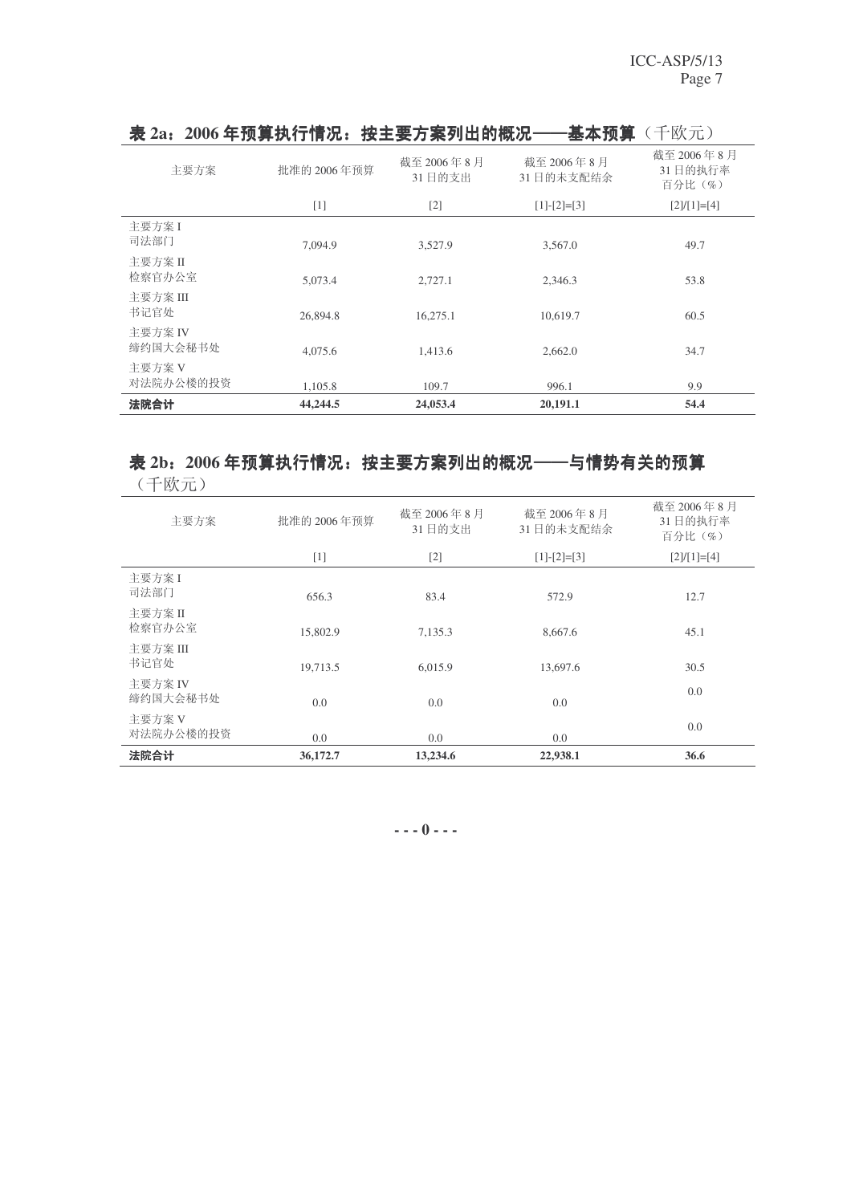## 表 2a：2006 年预算执行情况：按主要方案列出的概况——基本预算（千欧元）

| 主要方案 | 批准的 2006 年预算 | 截至 2006 年 8 月 31 日的支出 | 截至 2006 年 8 月 31 日的未支配结余 | 截至 2006 年 8 月 31 日的执行率百分比（%） |
|---|---|---|---|---|
| | [1] | [2] | [1]-[2]=[3] | [2]/[1]=[4] |
| 主要方案 I 司法部门 | 7,094.9 | 3,527.9 | 3,567.0 | 49.7 |
| 主要方案 II 检察官办公室 | 5,073.4 | 2,727.1 | 2,346.3 | 53.8 |
| 主要方案 III 书记官处 | 26,894.8 | 16,275.1 | 10,619.7 | 60.5 |
| 主要方案 IV 缔约国大会秘书处 | 4,075.6 | 1,413.6 | 2,662.0 | 34.7 |
| 主要方案 V 对法院办公楼的投资 | 1,105.8 | 109.7 | 996.1 | 9.9 |
| **法院合计** | **44,244.5** | **24,053.4** | **20,191.1** | **54.4** |

## 表 2b：2006 年预算执行情况：按主要方案列出的概况——与情势有关的预算（千欧元）

| 主要方案 | 批准的 2006 年预算 | 截至 2006 年 8 月 31 日的支出 | 截至 2006 年 8 月 31 日的未支配结余 | 截至 2006 年 8 月 31 日的执行率百分比（%） |
|---|---|---|---|---|
| | [1] | [2] | [1]-[2]=[3] | [2]/[1]=[4] |
| 主要方案 I 司法部门 | 656.3 | 83.4 | 572.9 | 12.7 |
| 主要方案 II 检察官办公室 | 15,802.9 | 7,135.3 | 8,667.6 | 45.1 |
| 主要方案 III 书记官处 | 19,713.5 | 6,015.9 | 13,697.6 | 30.5 |
| 主要方案 IV 缔约国大会秘书处 | 0.0 | 0.0 | 0.0 | 0.0 |
| 主要方案 V 对法院办公楼的投资 | 0.0 | 0.0 | 0.0 | 0.0 |
| **法院合计** | **36,172.7** | **13,234.6** | **22,938.1** | **36.6** |

**- - - 0 - - -**